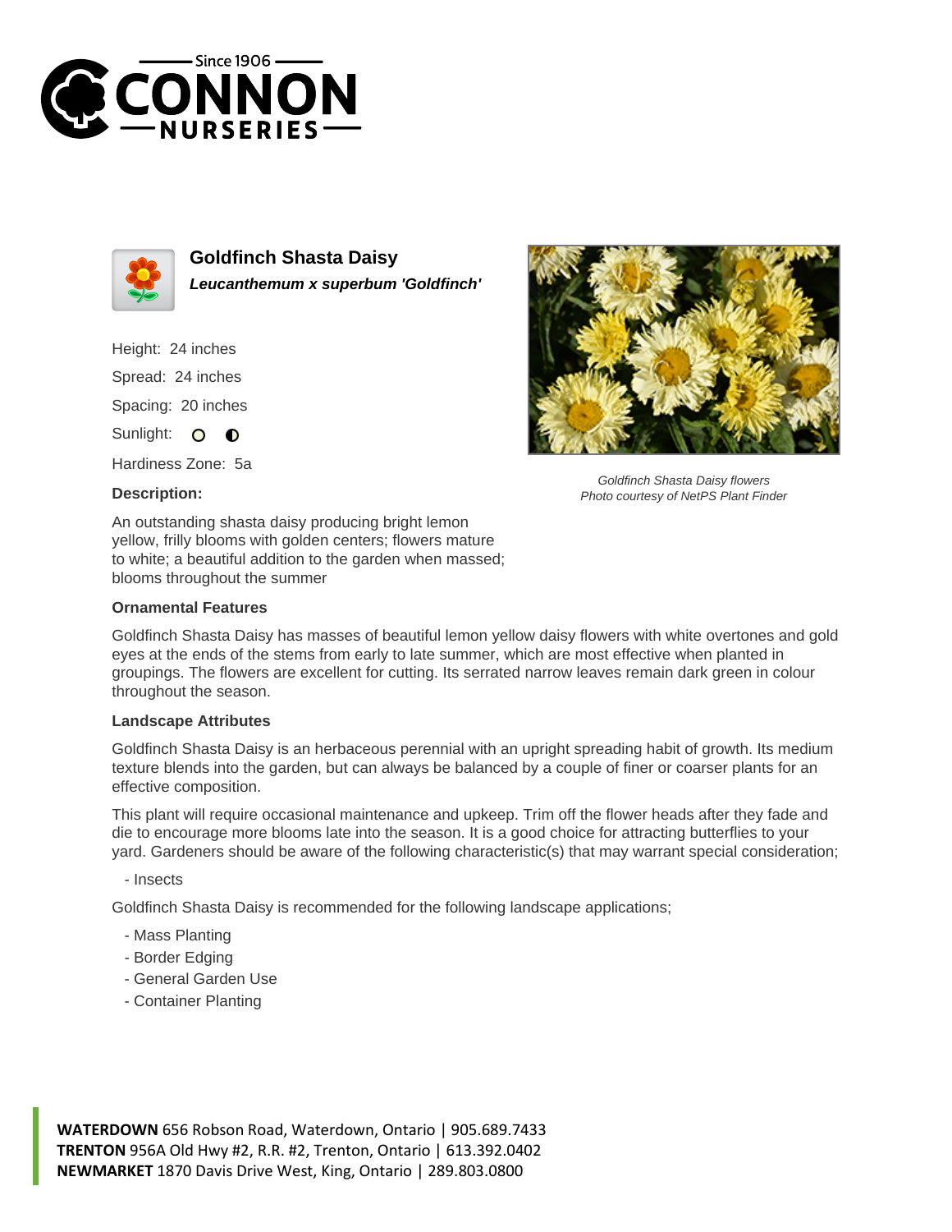# Goldfinch Shasta Daisy

***Leucanthemum x superbum 'Goldfinch'***

Height: 24 inches

Spread: 24 inches

Spacing: 20 inches

Sunlight: ○ ◐

Hardiness Zone: 5a

**Description:**

An outstanding shasta daisy producing bright lemon yellow, frilly blooms with golden centers; flowers mature to white; a beautiful addition to the garden when massed; blooms throughout the summer

*Goldfinch Shasta Daisy flowers*
*Photo courtesy of NetPS Plant Finder*

### Ornamental Features

Goldfinch Shasta Daisy has masses of beautiful lemon yellow daisy flowers with white overtones and gold eyes at the ends of the stems from early to late summer, which are most effective when planted in groupings. The flowers are excellent for cutting. Its serrated narrow leaves remain dark green in colour throughout the season.

### Landscape Attributes

Goldfinch Shasta Daisy is an herbaceous perennial with an upright spreading habit of growth. Its medium texture blends into the garden, but can always be balanced by a couple of finer or coarser plants for an effective composition.

This plant will require occasional maintenance and upkeep. Trim off the flower heads after they fade and die to encourage more blooms late into the season. It is a good choice for attracting butterflies to your yard. Gardeners should be aware of the following characteristic(s) that may warrant special consideration;

- Insects

Goldfinch Shasta Daisy is recommended for the following landscape applications;

- Mass Planting
- Border Edging
- General Garden Use
- Container Planting

**WATERDOWN** 656 Robson Road, Waterdown, Ontario | 905.689.7433
**TRENTON** 956A Old Hwy #2, R.R. #2, Trenton, Ontario | 613.392.0402
**NEWMARKET** 1870 Davis Drive West, King, Ontario | 289.803.0800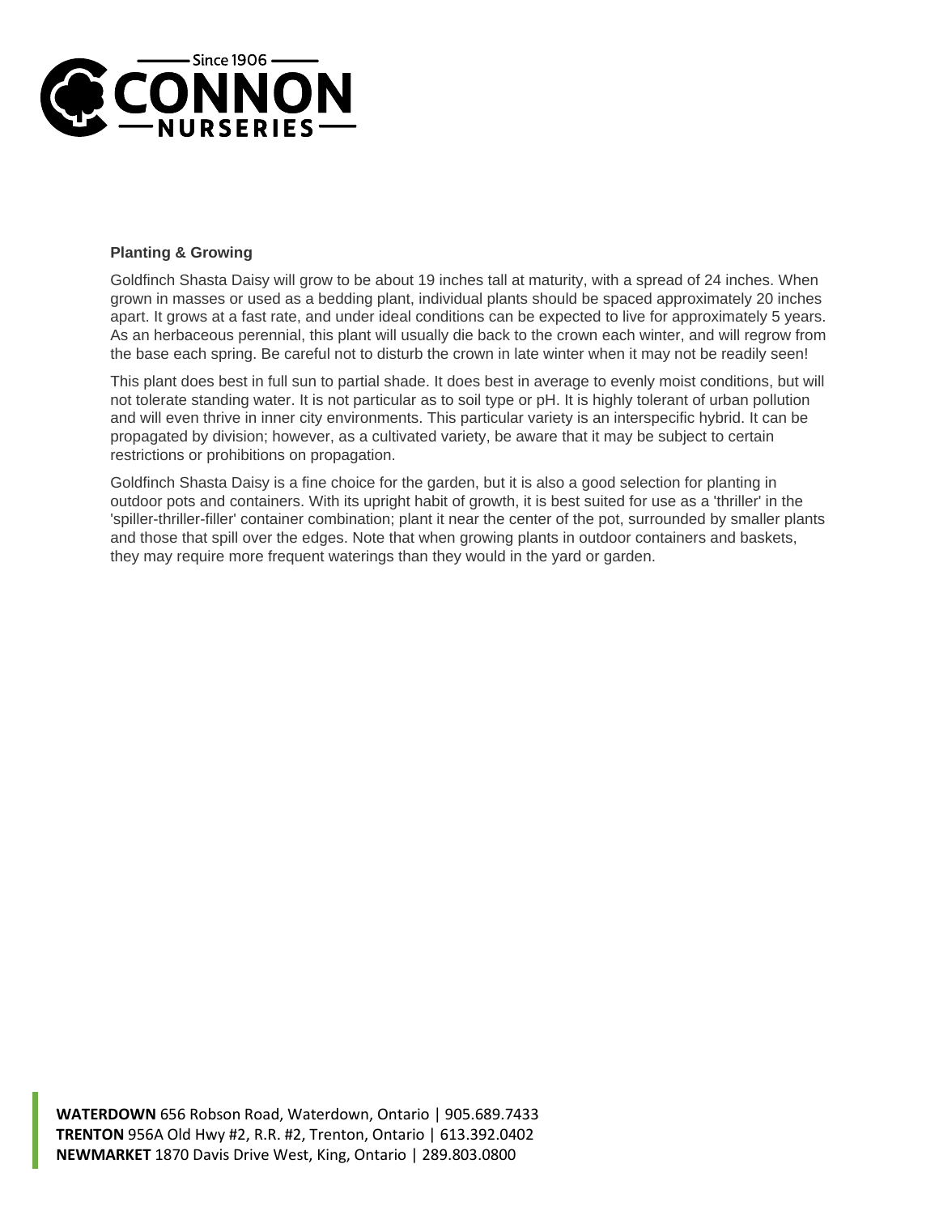### Planting & Growing

Goldfinch Shasta Daisy will grow to be about 19 inches tall at maturity, with a spread of 24 inches. When grown in masses or used as a bedding plant, individual plants should be spaced approximately 20 inches apart. It grows at a fast rate, and under ideal conditions can be expected to live for approximately 5 years. As an herbaceous perennial, this plant will usually die back to the crown each winter, and will regrow from the base each spring. Be careful not to disturb the crown in late winter when it may not be readily seen!

This plant does best in full sun to partial shade. It does best in average to evenly moist conditions, but will not tolerate standing water. It is not particular as to soil type or pH. It is highly tolerant of urban pollution and will even thrive in inner city environments. This particular variety is an interspecific hybrid. It can be propagated by division; however, as a cultivated variety, be aware that it may be subject to certain restrictions or prohibitions on propagation.

Goldfinch Shasta Daisy is a fine choice for the garden, but it is also a good selection for planting in outdoor pots and containers. With its upright habit of growth, it is best suited for use as a 'thriller' in the 'spiller-thriller-filler' container combination; plant it near the center of the pot, surrounded by smaller plants and those that spill over the edges. Note that when growing plants in outdoor containers and baskets, they may require more frequent waterings than they would in the yard or garden.